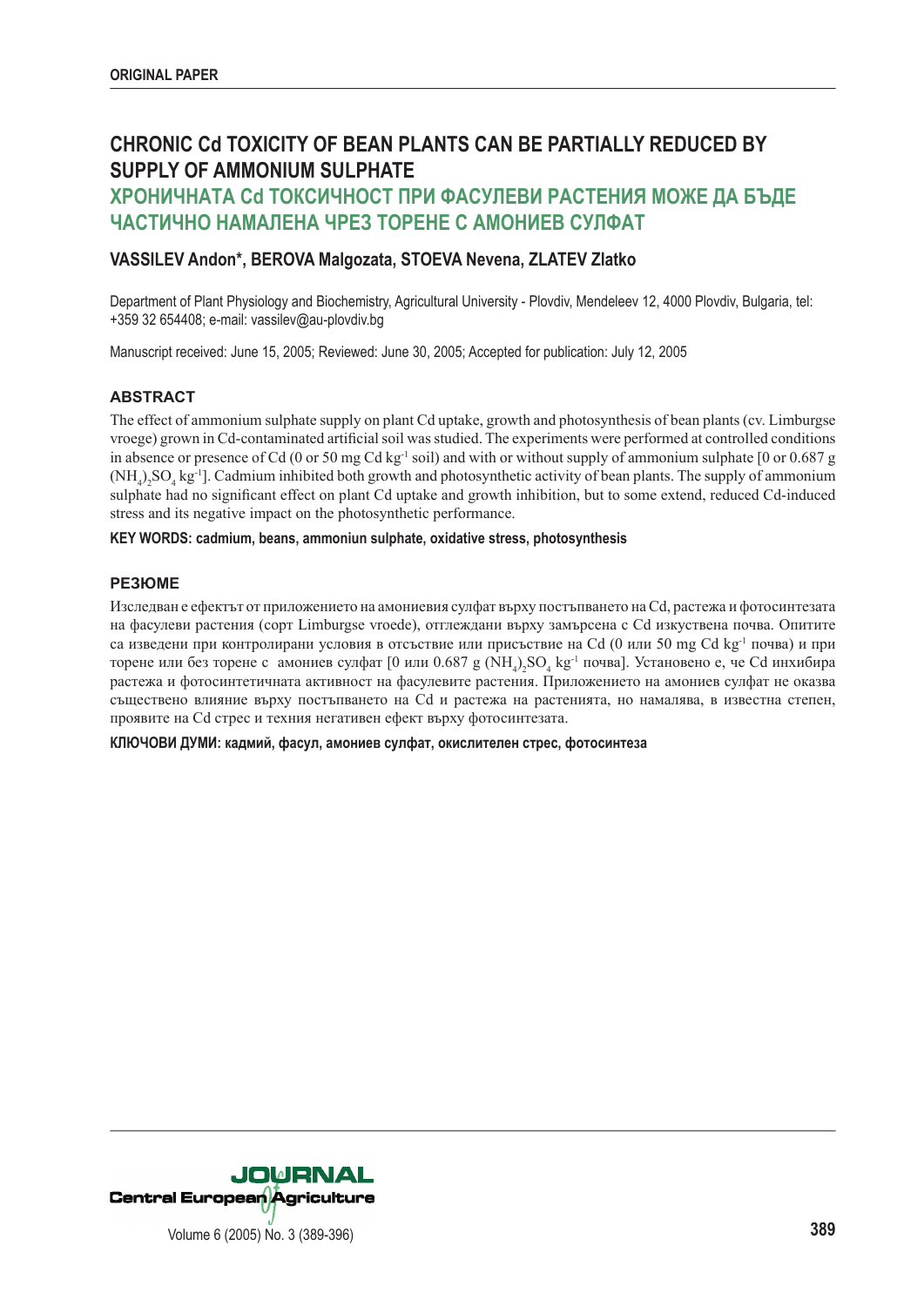**ORIGINAL PAPER**

# CHRONIC Cd TOXICITY OF BEAN PLANTS CAN BE PARTIALLY REDUCED BY SUPPLY OF AMMONIUM SULPHATE

# ХРОНИЧНАТА Cd ТОКСИЧНОСТ ПРИ ФАСУЛЕВИ РАСТЕНИЯ МОЖЕ ДА БЪДЕ ЧАСТИЧНО НАМАЛЕНА ЧРЕЗ ТОРЕНЕ С АМОНИЕВ СУЛФАТ

**VASSILEV Andon*, BEROVA Malgozata, STOEVA Nevena, ZLATEV Zlatko**

Department of Plant Physiology and Biochemistry, Agricultural University - Plovdiv, Mendeleev 12, 4000 Plovdiv, Bulgaria, tel: +359 32 654408; e-mail: vassilev@au-plovdiv.bg

Manuscript received: June 15, 2005; Reviewed: June 30, 2005; Accepted for publication: July 12, 2005

## ABSTRACT

The effect of ammonium sulphate supply on plant Cd uptake, growth and photosynthesis of bean plants (cv. Limburgse vroege) grown in Cd-contaminated artificial soil was studied. The experiments were performed at controlled conditions in absence or presence of Cd (0 or 50 mg Cd $kg^{-1}$ soil) and with or without supply of ammonium sulphate [0 or 0.687 g $(NH_4)_2SO_4$ $kg^{-1}$]. Cadmium inhibited both growth and photosynthetic activity of bean plants. The supply of ammonium sulphate had no significant effect on plant Cd uptake and growth inhibition, but to some extend, reduced Cd-induced stress and its negative impact on the photosynthetic performance.

**KEY WORDS: cadmium, beans, ammoniun sulphate, oxidative stress, photosynthesis**

## РЕЗЮМЕ

Изследван е ефектът от приложението на амониевия сулфат върху постъпването на Cd, растежа и фотосинтезата на фасулеви растения (сорт Limburgse vroede), отглеждани върху замърсена с Cd изкуствена почва. Опитите са изведени при контролирани условия в отсъствие или присъствие на Cd (0 или 50 mg Cd $kg^{-1}$ почва) и при торене или без торене с амониев сулфат [0 или 0.687 g $(NH_4)_2SO_4$ $kg^{-1}$ почва]. Установено е, че Cd инхибира растежа и фотосинтетичната активност на фасулевите растения. Приложението на амониев сулфат не оказва съществено влияние върху постъпването на Cd и растежа на растенията, но намалява, в известна степен, проявите на Cd стрес и техния негативен ефект върху фотосинтезата.

**КЛЮЧОВИ ДУМИ: кадмий, фасул, амониев сулфат, окислителен стрес, фотосинтеза**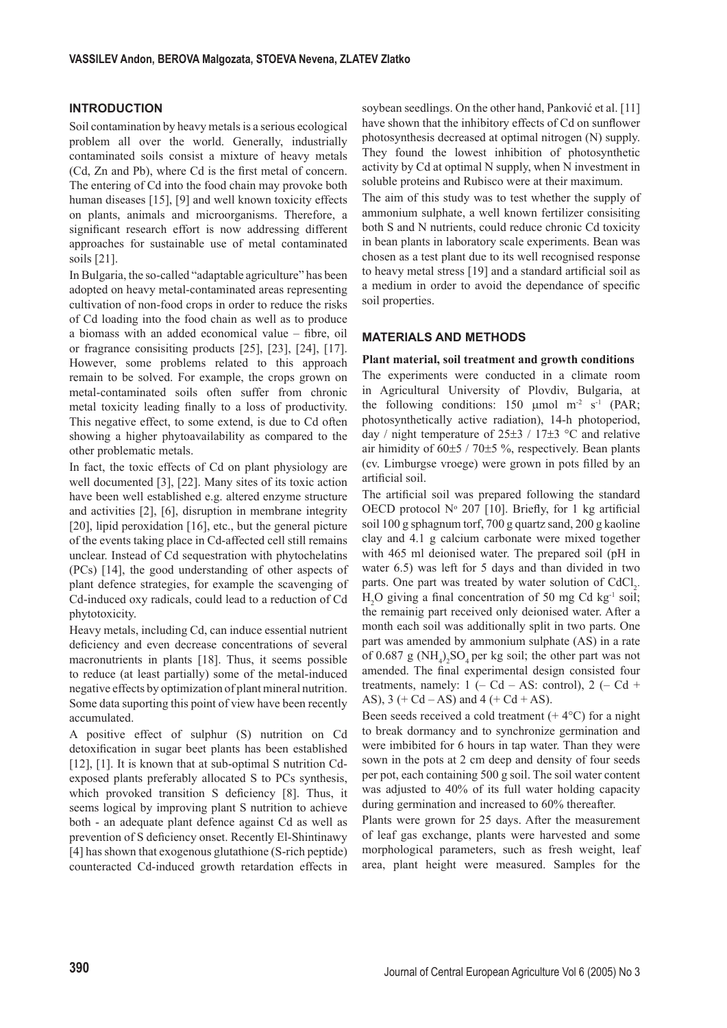## INTRODUCTION

Soil contamination by heavy metals is a serious ecological problem all over the world. Generally, industrially contaminated soils consist a mixture of heavy metals (Cd, Zn and Pb), where Cd is the first metal of concern. The entering of Cd into the food chain may provoke both human diseases [15], [9] and well known toxicity effects on plants, animals and microorganisms. Therefore, a significant research effort is now addressing different approaches for sustainable use of metal contaminated soils [21].

In Bulgaria, the so-called "adaptable agriculture" has been adopted on heavy metal-contaminated areas representing cultivation of non-food crops in order to reduce the risks of Cd loading into the food chain as well as to produce a biomass with an added economical value – fibre, oil or fragrance consisiting products [25], [23], [24], [17]. However, some problems related to this approach remain to be solved. For example, the crops grown on metal-contaminated soils often suffer from chronic metal toxicity leading finally to a loss of productivity. This negative effect, to some extend, is due to Cd often showing a higher phytoavailability as compared to the other problematic metals.

In fact, the toxic effects of Cd on plant physiology are well documented [3], [22]. Many sites of its toxic action have been well established e.g. altered enzyme structure and activities [2], [6], disruption in membrane integrity [20], lipid peroxidation [16], etc., but the general picture of the events taking place in Cd-affected cell still remains unclear. Instead of Cd sequestration with phytochelatins (PCs) [14], the good understanding of other aspects of plant defence strategies, for example the scavenging of Cd-induced oxy radicals, could lead to a reduction of Cd phytotoxicity.

Heavy metals, including Cd, can induce essential nutrient deficiency and even decrease concentrations of several macronutrients in plants [18]. Thus, it seems possible to reduce (at least partially) some of the metal-induced negative effects by optimization of plant mineral nutrition. Some data suporting this point of view have been recently accumulated.

A positive effect of sulphur (S) nutrition on Cd detoxification in sugar beet plants has been established [12], [1]. It is known that at sub-optimal S nutrition Cd-exposed plants preferably allocated S to PCs synthesis, which provoked transition S deficiency [8]. Thus, it seems logical by improving plant S nutrition to achieve both - an adequate plant defence against Cd as well as prevention of S deficiency onset. Recently El-Shintinawy [4] has shown that exogenous glutathione (S-rich peptide) counteracted Cd-induced growth retardation effects in soybean seedlings. On the other hand, Panković et al. [11] have shown that the inhibitory effects of Cd on sunflower photosynthesis decreased at optimal nitrogen (N) supply. They found the lowest inhibition of photosynthetic activity by Cd at optimal N supply, when N investment in soluble proteins and Rubisco were at their maximum.

The aim of this study was to test whether the supply of ammonium sulphate, a well known fertilizer consisiting both S and N nutrients, could reduce chronic Cd toxicity in bean plants in laboratory scale experiments. Bean was chosen as a test plant due to its well recognised response to heavy metal stress [19] and a standard artificial soil as a medium in order to avoid the dependance of specific soil properties.

## MATERIALS AND METHODS

**Plant material, soil treatment and growth conditions**

The experiments were conducted in a climate room in Agricultural University of Plovdiv, Bulgaria, at the following conditions: 150 μmol $m^{-2}$ $s^{-1}$ (PAR; photosynthetically active radiation), 14-h photoperiod, day / night temperature of 25±3 / 17±3 °C and relative air himidity of 60±5 / 70±5 %, respectively. Bean plants (cv. Limburgse vroege) were grown in pots filled by an artificial soil.

The artificial soil was prepared following the standard OECD protocol N° 207 [10]. Briefly, for 1 kg artificial soil 100 g sphagnum torf, 700 g quartz sand, 200 g kaoline clay and 4.1 g calcium carbonate were mixed together with 465 ml deionised water. The prepared soil (pH in water 6.5) was left for 5 days and than divided in two parts. One part was treated by water solution of $CdCl_2 . H_2O$ giving a final concentration of 50 mg Cd $kg^{-1}$ soil; the remainig part received only deionised water. After a month each soil was additionally split in two parts. One part was amended by ammonium sulphate (AS) in a rate of 0.687 g $(NH_4)_2SO_4$ per kg soil; the other part was not amended. The final experimental design consisted four treatments, namely: 1 (– Cd – AS: control), 2 (– Cd + AS), 3 (+ Cd – AS) and 4 (+ Cd + AS).

Been seeds received a cold treatment (+ 4°C) for a night to break dormancy and to synchronize germination and were imbibited for 6 hours in tap water. Than they were sown in the pots at 2 cm deep and density of four seeds per pot, each containing 500 g soil. The soil water content was adjusted to 40% of its full water holding capacity during germination and increased to 60% thereafter.

Plants were grown for 25 days. After the measurement of leaf gas exchange, plants were harvested and some morphological parameters, such as fresh weight, leaf area, plant height were measured. Samples for the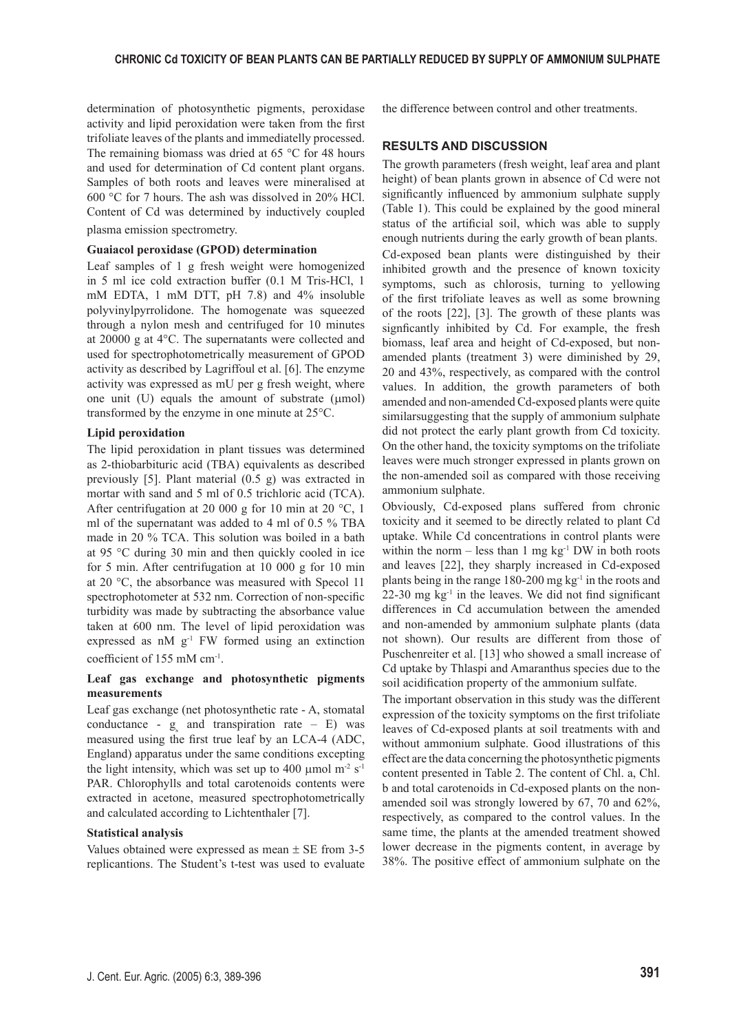determination of photosynthetic pigments, peroxidase activity and lipid peroxidation were taken from the first trifoliate leaves of the plants and immediatelly processed. The remaining biomass was dried at 65 °C for 48 hours and used for determination of Cd content plant organs. Samples of both roots and leaves were mineralised at 600 °C for 7 hours. The ash was dissolved in 20% HCl. Content of Cd was determined by inductively coupled plasma emission spectrometry.

**Guaiacol peroxidase (GPOD) determination**

Leaf samples of 1 g fresh weight were homogenized in 5 ml ice cold extraction buffer (0.1 M Tris-HCl, 1 mM EDTA, 1 mM DTT, pH 7.8) and 4% insoluble polyvinylpyrrolidone. The homogenate was squeezed through a nylon mesh and centrifuged for 10 minutes at 20000 g at 4°C. The supernatants were collected and used for spectrophotometrically measurement of GPOD activity as described by Lagriffoul et al. [6]. The enzyme activity was expressed as mU per g fresh weight, where one unit (U) equals the amount of substrate (µmol) transformed by the enzyme in one minute at 25°C.

**Lipid peroxidation**

The lipid peroxidation in plant tissues was determined as 2-thiobarbituric acid (TBA) equivalents as described previously [5]. Plant material (0.5 g) was extracted in mortar with sand and 5 ml of 0.5 trichloric acid (TCA). After centrifugation at 20 000 g for 10 min at 20 °C, 1 ml of the supernatant was added to 4 ml of 0.5 % TBA made in 20 % TCA. This solution was boiled in a bath at 95 °C during 30 min and then quickly cooled in ice for 5 min. After centrifugation at 10 000 g for 10 min at 20 °C, the absorbance was measured with Specol 11 spectrophotometer at 532 nm. Correction of non-specific turbidity was made by subtracting the absorbance value taken at 600 nm. The level of lipid peroxidation was expressed as nM $g^{-1}$ FW formed using an extinction coefficient of 155 mM $cm^{-1}$.

**Leaf gas exchange and photosynthetic pigments measurements**

Leaf gas exchange (net photosynthetic rate - A, stomatal conductance - $g_s$ and transpiration rate – E) was measured using the first true leaf by an LCA-4 (ADC, England) apparatus under the same conditions excepting the light intensity, which was set up to 400 µmol $m^{-2}$ $s^{-1}$ PAR. Chlorophylls and total carotenoids contents were extracted in acetone, measured spectrophotometrically and calculated according to Lichtenthaler [7].

**Statistical analysis**

Values obtained were expressed as mean ± SE from 3-5 replicantions. The Student's t-test was used to evaluate the difference between control and other treatments.

## RESULTS AND DISCUSSION

The growth parameters (fresh weight, leaf area and plant height) of bean plants grown in absence of Cd were not significantly influenced by ammonium sulphate supply (Table 1). This could be explained by the good mineral status of the artificial soil, which was able to supply enough nutrients during the early growth of bean plants.

Cd-exposed bean plants were distinguished by their inhibited growth and the presence of known toxicity symptoms, such as chlorosis, turning to yellowing of the first trifoliate leaves as well as some browning of the roots [22], [3]. The growth of these plants was signficantly inhibited by Cd. For example, the fresh biomass, leaf area and height of Cd-exposed, but non-amended plants (treatment 3) were diminished by 29, 20 and 43%, respectively, as compared with the control values. In addition, the growth parameters of both amended and non-amended Cd-exposed plants were quite similarsuggesting that the supply of ammonium sulphate did not protect the early plant growth from Cd toxicity. On the other hand, the toxicity symptoms on the trifoliate leaves were much stronger expressed in plants grown on the non-amended soil as compared with those receiving ammonium sulphate.

Obviously, Cd-exposed plans suffered from chronic toxicity and it seemed to be directly related to plant Cd uptake. While Cd concentrations in control plants were within the norm – less than 1 mg $kg^{-1}$ DW in both roots and leaves [22], they sharply increased in Cd-exposed plants being in the range 180-200 mg $kg^{-1}$ in the roots and 22-30 mg $kg^{-1}$ in the leaves. We did not find significant differences in Cd accumulation between the amended and non-amended by ammonium sulphate plants (data not shown). Our results are different from those of Puschenreiter et al. [13] who showed a small increase of Cd uptake by Thlaspi and Amaranthus species due to the soil acidification property of the ammonium sulfate.

The important observation in this study was the different expression of the toxicity symptoms on the first trifoliate leaves of Cd-exposed plants at soil treatments with and without ammonium sulphate. Good illustrations of this effect are the data concerning the photosynthetic pigments content presented in Table 2. The content of Chl. a, Chl. b and total carotenoids in Cd-exposed plants on the non-amended soil was strongly lowered by 67, 70 and 62%, respectively, as compared to the control values. In the same time, the plants at the amended treatment showed lower decrease in the pigments content, in average by 38%. The positive effect of ammonium sulphate on the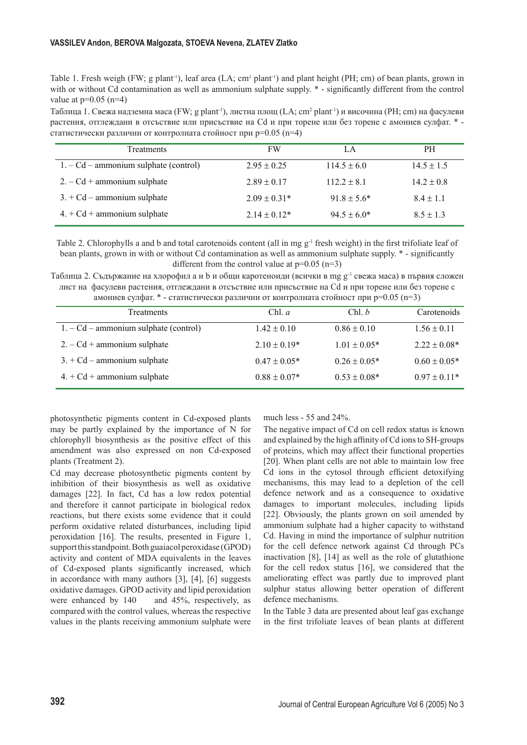Table 1. Fresh weigh (FW; g plant$^{-1}$), leaf area (LA; cm$^2$ plant$^{-1}$) and plant height (PH; cm) of bean plants, grown in with or without Cd contamination as well as ammonium sulphate supply. * - significantly different from the control value at p=0.05 (n=4)

Таблица 1. Свежа надземна маса (FW; g plant$^{-1}$), листна площ (LA; cm$^2$ plant$^{-1}$) и височина (PH; cm) на фасулеви растения, отглеждани в отсъствие или присъствие на Cd и при торене или без торене с амониев сулфат. * - статистически различни от контролната стойност при p=0.05 (n=4)

| Treatments | FW | LA | PH |
|---|---|---|---|
| 1. – Cd – ammonium sulphate (control) | 2.95 ± 0.25 | 114.5 ± 6.0 | 14.5 ± 1.5 |
| 2. – Cd + ammonium sulphate | 2.89 ± 0.17 | 112.2 ± 8.1 | 14.2 ± 0.8 |
| 3. + Cd – ammonium sulphate | 2.09 ± 0.31* | 91.8 ± 5.6* | 8.4 ± 1.1 |
| 4. + Cd + ammonium sulphate | 2.14 ± 0.12* | 94.5 ± 6.0* | 8.5 ± 1.3 |

Table 2. Chlorophylls a and b and total carotenoids content (all in mg g$^{-1}$ fresh weight) in the first trifoliate leaf of bean plants, grown in with or without Cd contamination as well as ammonium sulphate supply. * - significantly different from the control value at p=0.05 (n=3)

Таблица 2. Съдържание на хлорофил a и b и общи каротеноиди (всички в mg g$^{-1}$ свежа маса) в първия сложен лист на фасулеви растения, отглеждани в отсъствие или присъствие на Cd и при торене или без торене с амониев сулфат. * - статистически различни от контролната стойност при p=0.05 (n=3)

| Treatments | Chl. *a* | Chl. *b* | Carotenoids |
|---|---|---|---|
| 1. – Cd – ammonium sulphate (control) | 1.42 ± 0.10 | 0.86 ± 0.10 | 1.56 ± 0.11 |
| 2. – Cd + ammonium sulphate | 2.10 ± 0.19* | 1.01 ± 0.05* | 2.22 ± 0.08* |
| 3. + Cd – ammonium sulphate | 0.47 ± 0.05* | 0.26 ± 0.05* | 0.60 ± 0.05* |
| 4. + Cd + ammonium sulphate | 0.88 ± 0.07* | 0.53 ± 0.08* | 0.97 ± 0.11* |

photosynthetic pigments content in Cd-exposed plants may be partly explained by the importance of N for chlorophyll biosynthesis as the positive effect of this amendment was also expressed on non Cd-exposed plants (Treatment 2).

Cd may decrease photosynthetic pigments content by inhibition of their biosynthesis as well as oxidative damages [22]. In fact, Cd has a low redox potential and therefore it cannot participate in biological redox reactions, but there exists some evidence that it could perform oxidative related disturbances, including lipid peroxidation [16]. The results, presented in Figure 1, support this standpoint. Both guaiacol peroxidase (GPOD) activity and content of MDA equivalents in the leaves of Cd-exposed plants significantly increased, which in accordance with many authors [3], [4], [6] suggests oxidative damages. GPOD activity and lipid peroxidation were enhanced by 140 and 45%, respectively, as compared with the control values, whereas the respective values in the plants receiving ammonium sulphate were much less - 55 and 24%.

The negative impact of Cd on cell redox status is known and explained by the high affinity of Cd ions to SH-groups of proteins, which may affect their functional properties [20]. When plant cells are not able to maintain low free Cd ions in the cytosol through efficient detoxifying mechanisms, this may lead to a depletion of the cell defence network and as a consequence to oxidative damages to important molecules, including lipids [22]. Obviously, the plants grown on soil amended by ammonium sulphate had a higher capacity to withstand Cd. Having in mind the importance of sulphur nutrition for the cell defence network against Cd through PCs inactivation [8], [14] as well as the role of glutathione for the cell redox status [16], we considered that the ameliorating effect was partly due to improved plant sulphur status allowing better operation of different defence mechanisms.

In the Table 3 data are presented about leaf gas exchange in the first trifoliate leaves of bean plants at different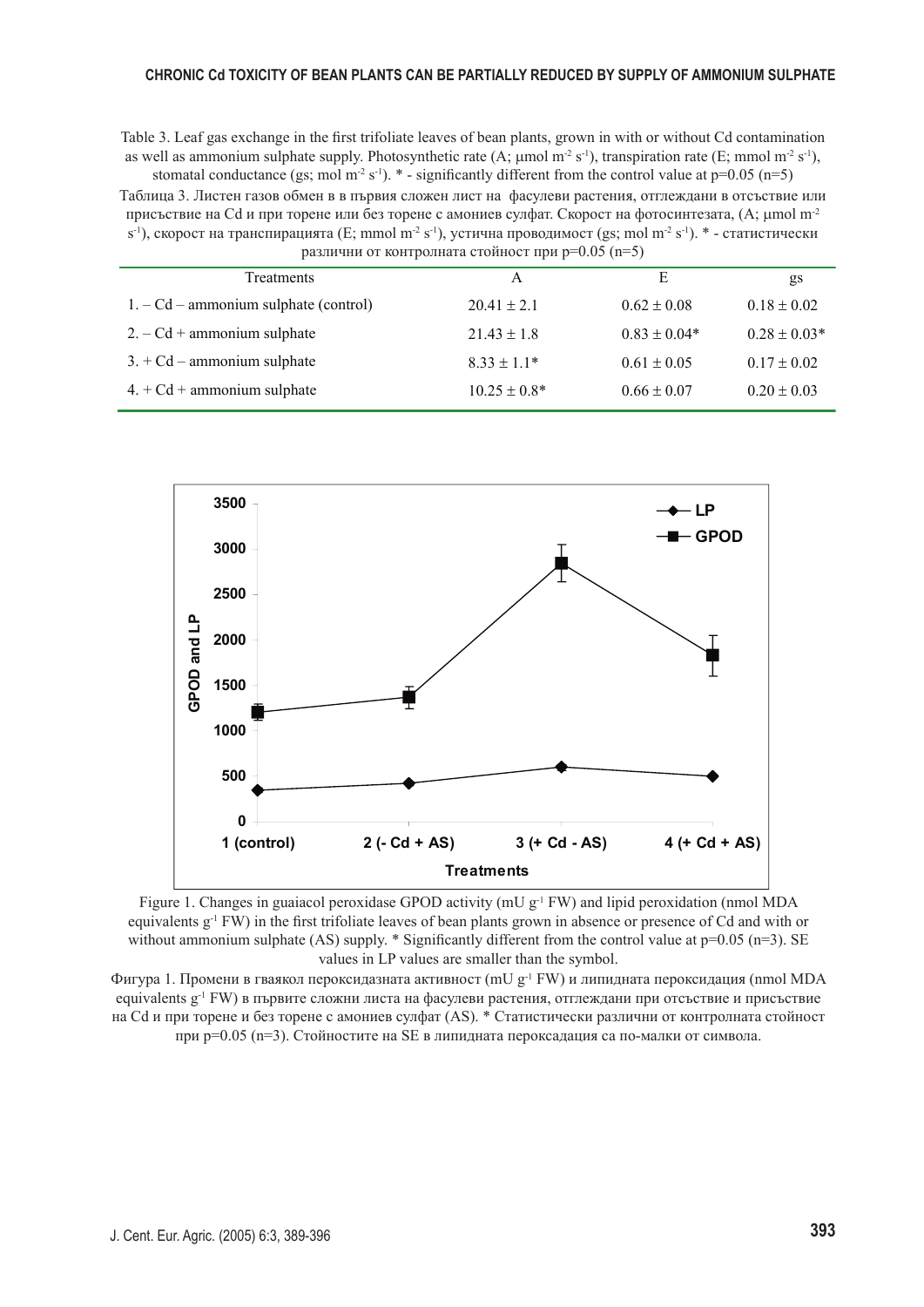Table 3. Leaf gas exchange in the first trifoliate leaves of bean plants, grown in with or without Cd contamination as well as ammonium sulphate supply. Photosynthetic rate (A; μmol $m^{-2}$ $s^{-1}$), transpiration rate (E; mmol $m^{-2}$ $s^{-1}$), stomatal conductance (gs; mol $m^{-2}$ $s^{-1}$). * - significantly different from the control value at p=0.05 (n=5)

Таблица 3. Листен газов обмен в в първия сложен лист на фасулеви растения, отглеждани в отсъствие или присъствие на Cd и при торене или без торене с амониев сулфат. Скорост на фотосинтезата, (A; μmol $m^{-2}$ $s^{-1}$), скорост на транспирацията (E; mmol $m^{-2}$ $s^{-1}$), устична проводимост (gs; mol $m^{-2}$ $s^{-1}$). * - статистически различни от контролната стойност при p=0.05 (n=5)

| Treatments | A | E | gs |
|---|---|---|---|
| 1. – Cd – ammonium sulphate (control) | 20.41 ± 2.1 | 0.62 ± 0.08 | 0.18 ± 0.02 |
| 2. – Cd + ammonium sulphate | 21.43 ± 1.8 | 0.83 ± 0.04* | 0.28 ± 0.03* |
| 3. + Cd – ammonium sulphate | 8.33 ± 1.1* | 0.61 ± 0.05 | 0.17 ± 0.02 |
| 4. + Cd + ammonium sulphate | 10.25 ± 0.8* | 0.66 ± 0.07 | 0.20 ± 0.03 |

Figure 1. Changes in guaiacol peroxidase GPOD activity (mU $g^{-1}$ FW) and lipid peroxidation (nmol MDA equivalents $g^{-1}$ FW) in the first trifoliate leaves of bean plants grown in absence or presence of Cd and with or without ammonium sulphate (AS) supply. * Significantly different from the control value at p=0.05 (n=3). SE values in LP values are smaller than the symbol.

Фигура 1. Промени в гваякол пероксидазната активност (mU $g^{-1}$ FW) и липидната пероксидация (nmol MDA equivalents $g^{-1}$ FW) в първите сложни листа на фасулеви растения, отглеждани при отсъствие и присъствие на Cd и при торене и без торене с амониев сулфат (AS). * Статистически различни от контролната стойност при p=0.05 (n=3). Стойностите на SE в липидната пероксадация са по-малки от символа.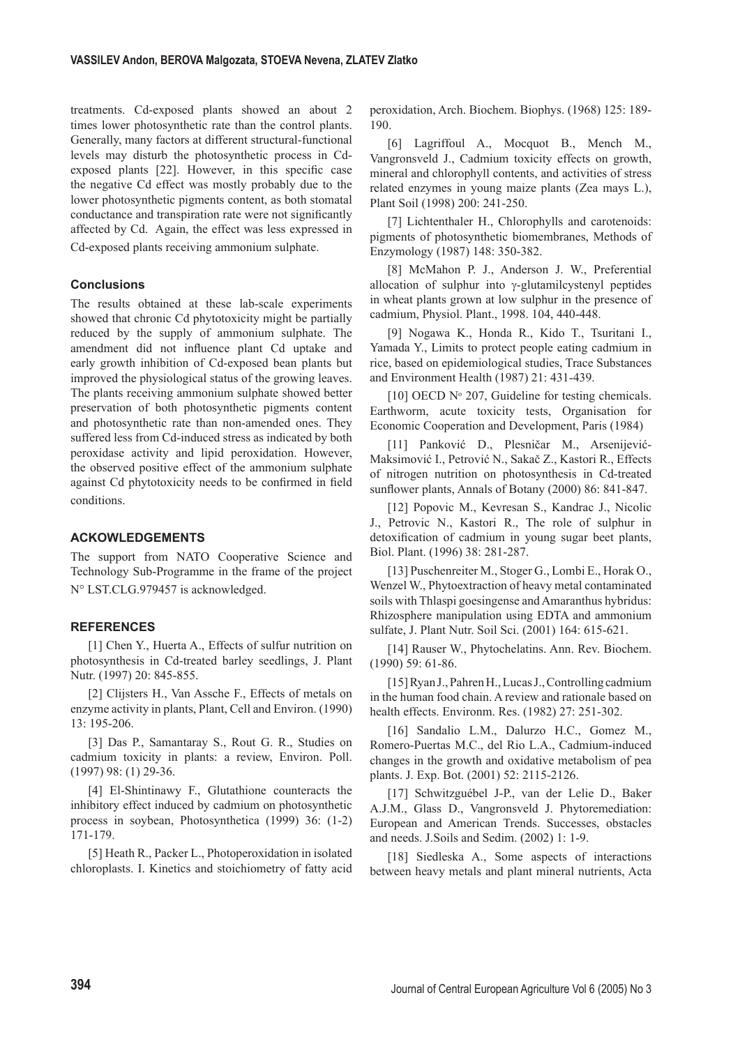treatments. Cd-exposed plants showed an about 2 times lower photosynthetic rate than the control plants. Generally, many factors at different structural-functional levels may disturb the photosynthetic process in Cd-exposed plants [22]. However, in this specific case the negative Cd effect was mostly probably due to the lower photosynthetic pigments content, as both stomatal conductance and transpiration rate were not significantly affected by Cd. Again, the effect was less expressed in Cd-exposed plants receiving ammonium sulphate.

### Conclusions

The results obtained at these lab-scale experiments showed that chronic Cd phytotoxicity might be partially reduced by the supply of ammonium sulphate. The amendment did not influence plant Cd uptake and early growth inhibition of Cd-exposed bean plants but improved the physiological status of the growing leaves. The plants receiving ammonium sulphate showed better preservation of both photosynthetic pigments content and photosynthetic rate than non-amended ones. They suffered less from Cd-induced stress as indicated by both peroxidase activity and lipid peroxidation. However, the observed positive effect of the ammonium sulphate against Cd phytotoxicity needs to be confirmed in field conditions.

### ACKOWLEDGEMENTS

The support from NATO Cooperative Science and Technology Sub-Programme in the frame of the project N° LST.CLG.979457 is acknowledged.

### REFERENCES

[1] Chen Y., Huerta A., Effects of sulfur nutrition on photosynthesis in Cd-treated barley seedlings, J. Plant Nutr. (1997) 20: 845-855.

[2] Clijsters H., Van Assche F., Effects of metals on enzyme activity in plants, Plant, Cell and Environ. (1990) 13: 195-206.

[3] Das P., Samantaray S., Rout G. R., Studies on cadmium toxicity in plants: a review, Environ. Poll. (1997) 98: (1) 29-36.

[4] El-Shintinawy F., Glutathione counteracts the inhibitory effect induced by cadmium on photosynthetic process in soybean, Photosynthetica (1999) 36: (1-2) 171-179.

[5] Heath R., Packer L., Photoperoxidation in isolated chloroplasts. I. Kinetics and stoichiometry of fatty acid peroxidation, Arch. Biochem. Biophys. (1968) 125: 189-190.

[6] Lagriffoul A., Mocquot B., Mench M., Vangronsveld J., Cadmium toxicity effects on growth, mineral and chlorophyll contents, and activities of stress related enzymes in young maize plants (Zea mays L.), Plant Soil (1998) 200: 241-250.

[7] Lichtenthaler H., Chlorophylls and carotenoids: pigments of photosynthetic biomembranes, Methods of Enzymology (1987) 148: 350-382.

[8] McMahon P. J., Anderson J. W., Preferential allocation of sulphur into γ-glutamilcystenyl peptides in wheat plants grown at low sulphur in the presence of cadmium, Physiol. Plant., 1998. 104, 440-448.

[9] Nogawa K., Honda R., Kido T., Tsuritani I., Yamada Y., Limits to protect people eating cadmium in rice, based on epidemiological studies, Trace Substances and Environment Health (1987) 21: 431-439.

[10] OECD N° 207, Guideline for testing chemicals. Earthworm, acute toxicity tests, Organisation for Economic Cooperation and Development, Paris (1984)

[11] Panković D., Plesničar M., Arsenijević-Maksimović I., Petrović N., Sakač Z., Kastori R., Effects of nitrogen nutrition on photosynthesis in Cd-treated sunflower plants, Annals of Botany (2000) 86: 841-847.

[12] Popovic M., Kevresan S., Kandrac J., Nicolic J., Petrovic N., Kastori R., The role of sulphur in detoxification of cadmium in young sugar beet plants, Biol. Plant. (1996) 38: 281-287.

[13] Puschenreiter M., Stoger G., Lombi E., Horak O., Wenzel W., Phytoextraction of heavy metal contaminated soils with Thlaspi goesingense and Amaranthus hybridus: Rhizosphere manipulation using EDTA and ammonium sulfate, J. Plant Nutr. Soil Sci. (2001) 164: 615-621.

[14] Rauser W., Phytochelatins. Ann. Rev. Biochem. (1990) 59: 61-86.

[15] Ryan J., Pahren H., Lucas J., Controlling cadmium in the human food chain. A review and rationale based on health effects. Environm. Res. (1982) 27: 251-302.

[16] Sandalio L.M., Dalurzo H.C., Gomez M., Romero-Puertas M.C., del Rio L.A., Cadmium-induced changes in the growth and oxidative metabolism of pea plants. J. Exp. Bot. (2001) 52: 2115-2126.

[17] Schwitzguébel J-P., van der Lelie D., Baker A.J.M., Glass D., Vangronsveld J. Phytoremediation: European and American Trends. Successes, obstacles and needs. J.Soils and Sedim. (2002) 1: 1-9.

[18] Siedleska A., Some aspects of interactions between heavy metals and plant mineral nutrients, Acta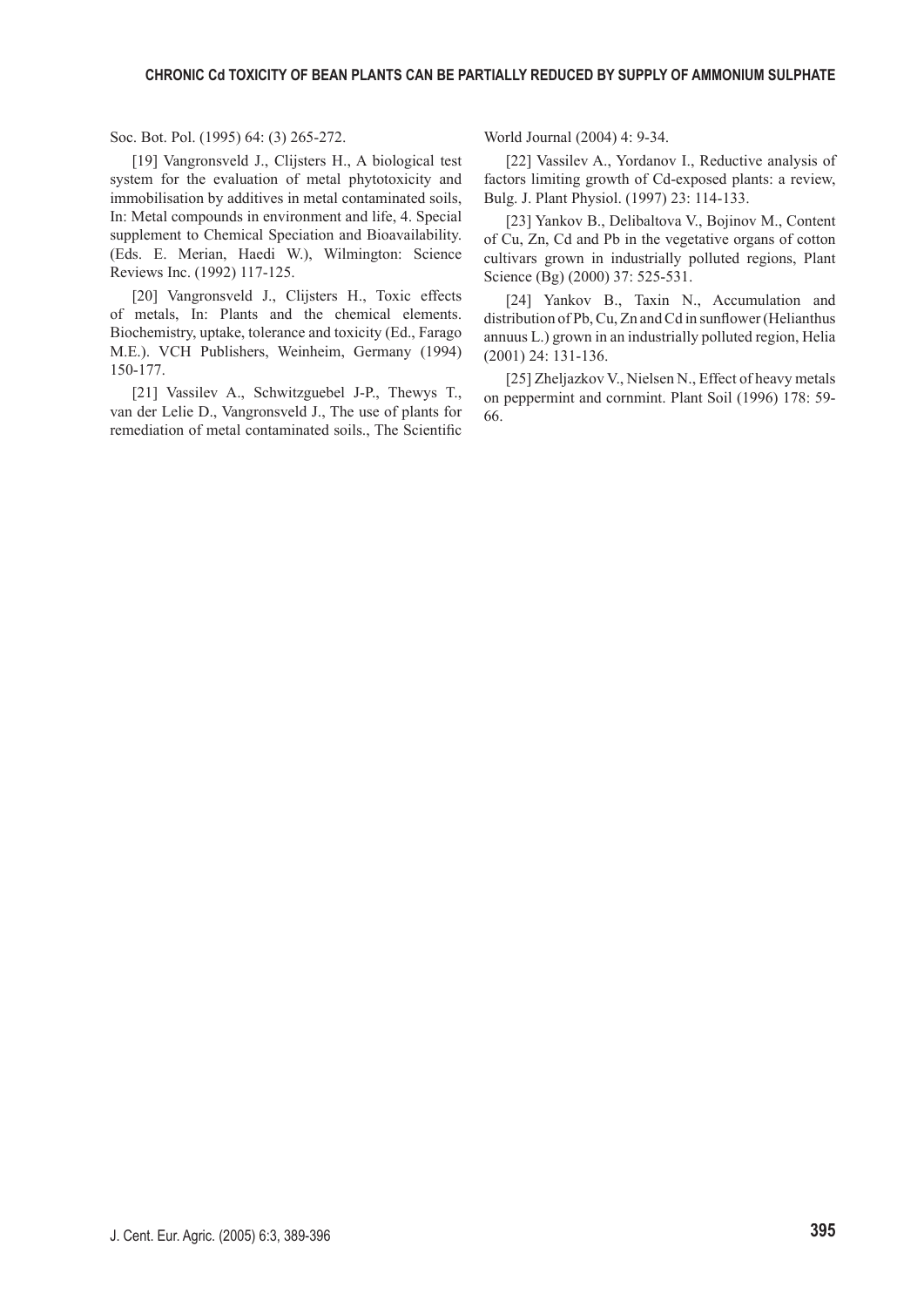Soc. Bot. Pol. (1995) 64: (3) 265-272.

[19] Vangronsveld J., Clijsters H., A biological test system for the evaluation of metal phytotoxicity and immobilisation by additives in metal contaminated soils, In: Metal compounds in environment and life, 4. Special supplement to Chemical Speciation and Bioavailability. (Eds. E. Merian, Haedi W.), Wilmington: Science Reviews Inc. (1992) 117-125.

[20] Vangronsveld J., Clijsters H., Toxic effects of metals, In: Plants and the chemical elements. Biochemistry, uptake, tolerance and toxicity (Ed., Farago M.E.). VCH Publishers, Weinheim, Germany (1994) 150-177.

[21] Vassilev A., Schwitzguebel J-P., Thewys T., van der Lelie D., Vangronsveld J., The use of plants for remediation of metal contaminated soils., The Scientific World Journal (2004) 4: 9-34.

[22] Vassilev A., Yordanov I., Reductive analysis of factors limiting growth of Cd-exposed plants: a review, Bulg. J. Plant Physiol. (1997) 23: 114-133.

[23] Yankov B., Delibaltova V., Bojinov M., Content of Cu, Zn, Cd and Pb in the vegetative organs of cotton cultivars grown in industrially polluted regions, Plant Science (Bg) (2000) 37: 525-531.

[24] Yankov B., Taxin N., Accumulation and distribution of Pb, Cu, Zn and Cd in sunflower (Helianthus annuus L.) grown in an industrially polluted region, Helia (2001) 24: 131-136.

[25] Zheljazkov V., Nielsen N., Effect of heavy metals on peppermint and cornmint. Plant Soil (1996) 178: 59-66.